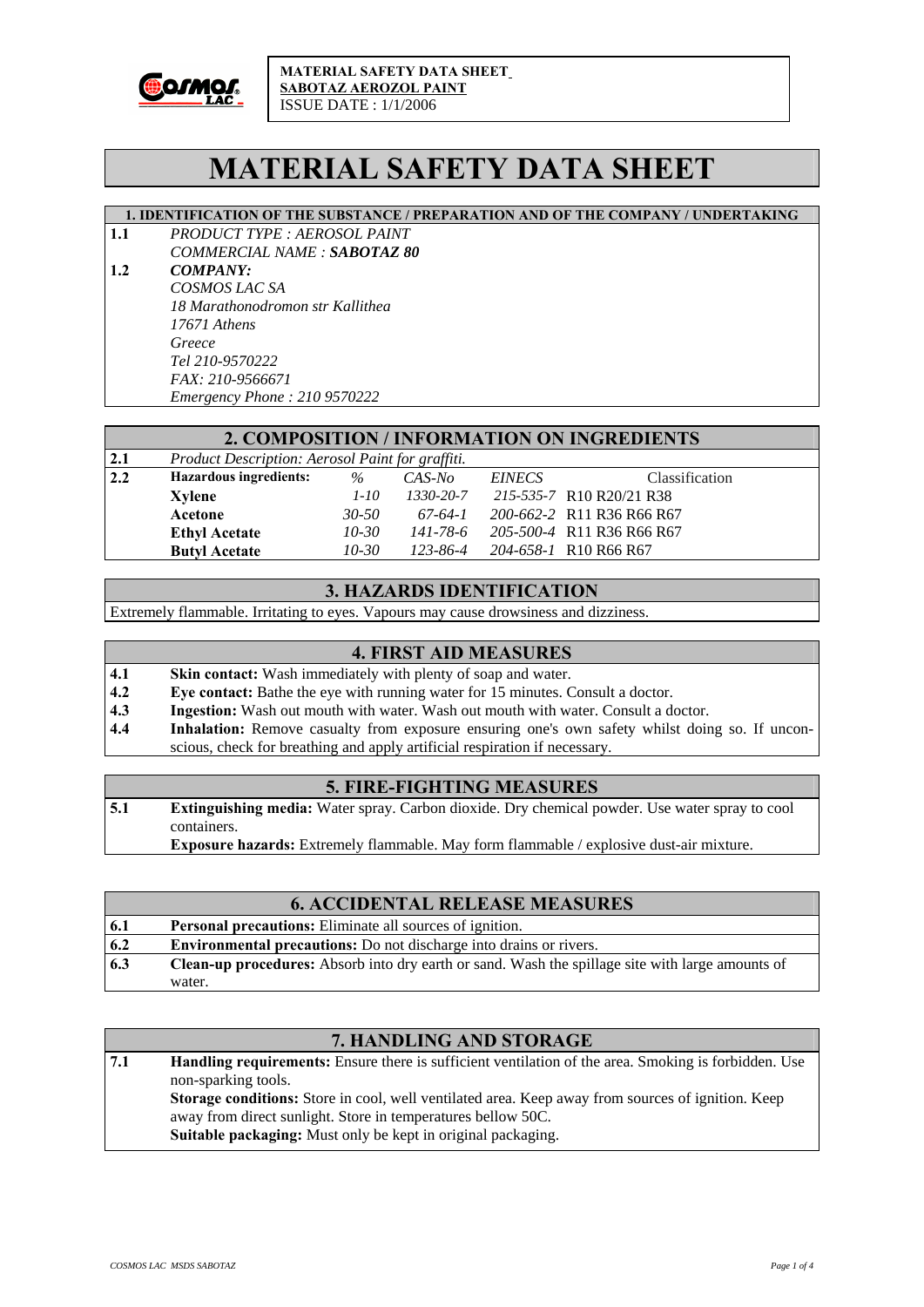**MATERIAL SAFETY DATA SHEET**
**SABOTAZ AEROZOL PAINT**
ISSUE DATE : 1/1/2006

# MATERIAL SAFETY DATA SHEET

## 1. IDENTIFICATION OF THE SUBSTANCE / PREPARATION AND OF THE COMPANY / UNDERTAKING

**1.1** *PRODUCT TYPE : AEROSOL PAINT*
*COMMERCIAL NAME : **SABOTAZ 80***

**1.2** ***COMPANY:***
*COSMOS LAC SA*
*18 Marathonodromon str Kallithea*
*17671 Athens*
*Greece*
*Tel 210-9570222*
*FAX: 210-9566671*
*Emergency Phone : 210 9570222*

## 2. COMPOSITION / INFORMATION ON INGREDIENTS

**2.1** *Product Description: Aerosol Paint for graffiti.*

**2.2**

| Hazardous ingredients: | % | CAS-No | EINECS | Classification |
|---|---|---|---|---|
| **Xylene** | *1-10* | *1330-20-7* | *215-535-7* | R10 R20/21 R38 |
| **Acetone** | *30-50* | *67-64-1* | *200-662-2* | R11 R36 R66 R67 |
| **Ethyl Acetate** | *10-30* | *141-78-6* | *205-500-4* | R11 R36 R66 R67 |
| **Butyl Acetate** | *10-30* | *123-86-4* | *204-658-1* | R10 R66 R67 |

## 3. HAZARDS IDENTIFICATION

Extremely flammable. Irritating to eyes. Vapours may cause drowsiness and dizziness.

## 4. FIRST AID MEASURES

**4.1** **Skin contact:** Wash immediately with plenty of soap and water.

**4.2** **Eye contact:** Bathe the eye with running water for 15 minutes. Consult a doctor.

**4.3** **Ingestion:** Wash out mouth with water. Wash out mouth with water. Consult a doctor.

**4.4** **Inhalation:** Remove casualty from exposure ensuring one's own safety whilst doing so. If unconscious, check for breathing and apply artificial respiration if necessary.

## 5. FIRE-FIGHTING MEASURES

**5.1** **Extinguishing media:** Water spray. Carbon dioxide. Dry chemical powder. Use water spray to cool containers.
**Exposure hazards:** Extremely flammable. May form flammable / explosive dust-air mixture.

## 6. ACCIDENTAL RELEASE MEASURES

**6.1** **Personal precautions:** Eliminate all sources of ignition.

**6.2** **Environmental precautions:** Do not discharge into drains or rivers.

**6.3** **Clean-up procedures:** Absorb into dry earth or sand. Wash the spillage site with large amounts of water.

## 7. HANDLING AND STORAGE

**7.1** **Handling requirements:** Ensure there is sufficient ventilation of the area. Smoking is forbidden. Use non-sparking tools.
**Storage conditions:** Store in cool, well ventilated area. Keep away from sources of ignition. Keep away from direct sunlight. Store in temperatures bellow 50C.
**Suitable packaging:** Must only be kept in original packaging.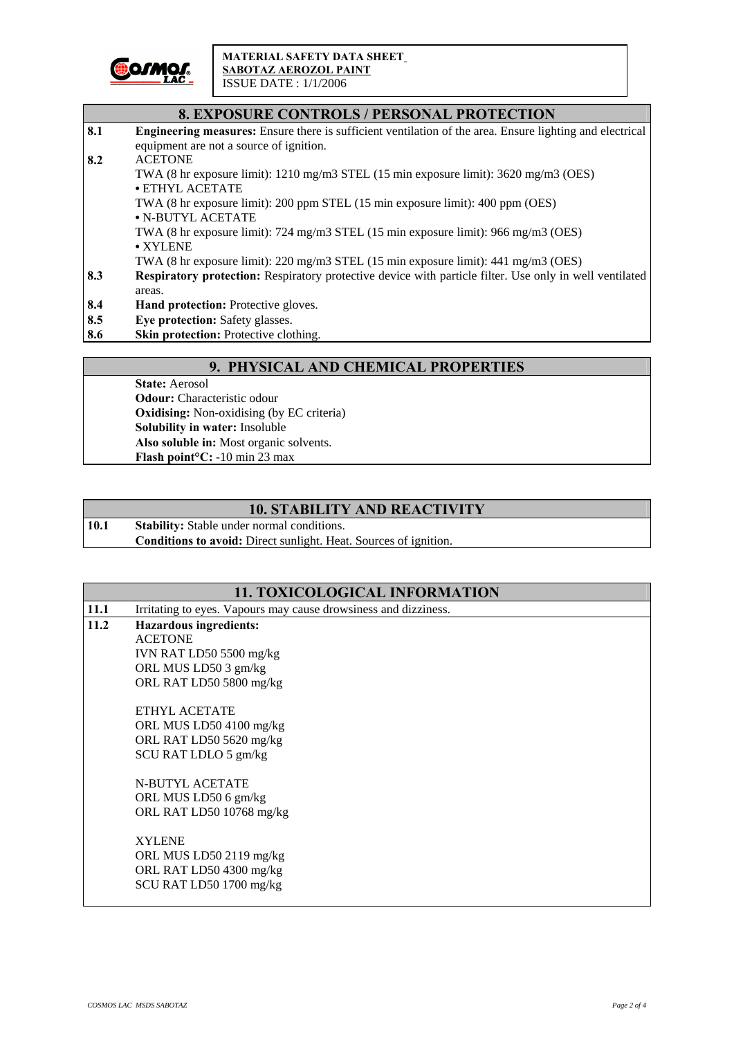## 8. EXPOSURE CONTROLS / PERSONAL PROTECTION

**8.1** **Engineering measures:** Ensure there is sufficient ventilation of the area. Ensure lighting and electrical equipment are not a source of ignition.

**8.2** ACETONE
TWA (8 hr exposure limit): 1210 mg/m3 STEL (15 min exposure limit): 3620 mg/m3 (OES)
- ETHYL ACETATE
TWA (8 hr exposure limit): 200 ppm STEL (15 min exposure limit): 400 ppm (OES)
- N-BUTYL ACETATE
TWA (8 hr exposure limit): 724 mg/m3 STEL (15 min exposure limit): 966 mg/m3 (OES)
- XYLENE
TWA (8 hr exposure limit): 220 mg/m3 STEL (15 min exposure limit): 441 mg/m3 (OES)

**8.3** **Respiratory protection:** Respiratory protective device with particle filter. Use only in well ventilated areas.

**8.4** **Hand protection:** Protective gloves.

**8.5** **Eye protection:** Safety glasses.

**8.6** **Skin protection:** Protective clothing.

## 9. PHYSICAL AND CHEMICAL PROPERTIES

**State:** Aerosol
**Odour:** Characteristic odour
**Oxidising:** Non-oxidising (by EC criteria)
**Solubility in water:** Insoluble
**Also soluble in:** Most organic solvents.
**Flash point°C:** -10 min 23 max

## 10. STABILITY AND REACTIVITY

**10.1** **Stability:** Stable under normal conditions.
**Conditions to avoid:** Direct sunlight. Heat. Sources of ignition.

## 11. TOXICOLOGICAL INFORMATION

**11.1** Irritating to eyes. Vapours may cause drowsiness and dizziness.

**11.2** **Hazardous ingredients:**

ACETONE
IVN RAT LD50 5500 mg/kg
ORL MUS LD50 3 gm/kg
ORL RAT LD50 5800 mg/kg

ETHYL ACETATE
ORL MUS LD50 4100 mg/kg
ORL RAT LD50 5620 mg/kg
SCU RAT LDLO 5 gm/kg

N-BUTYL ACETATE
ORL MUS LD50 6 gm/kg
ORL RAT LD50 10768 mg/kg

XYLENE
ORL MUS LD50 2119 mg/kg
ORL RAT LD50 4300 mg/kg
SCU RAT LD50 1700 mg/kg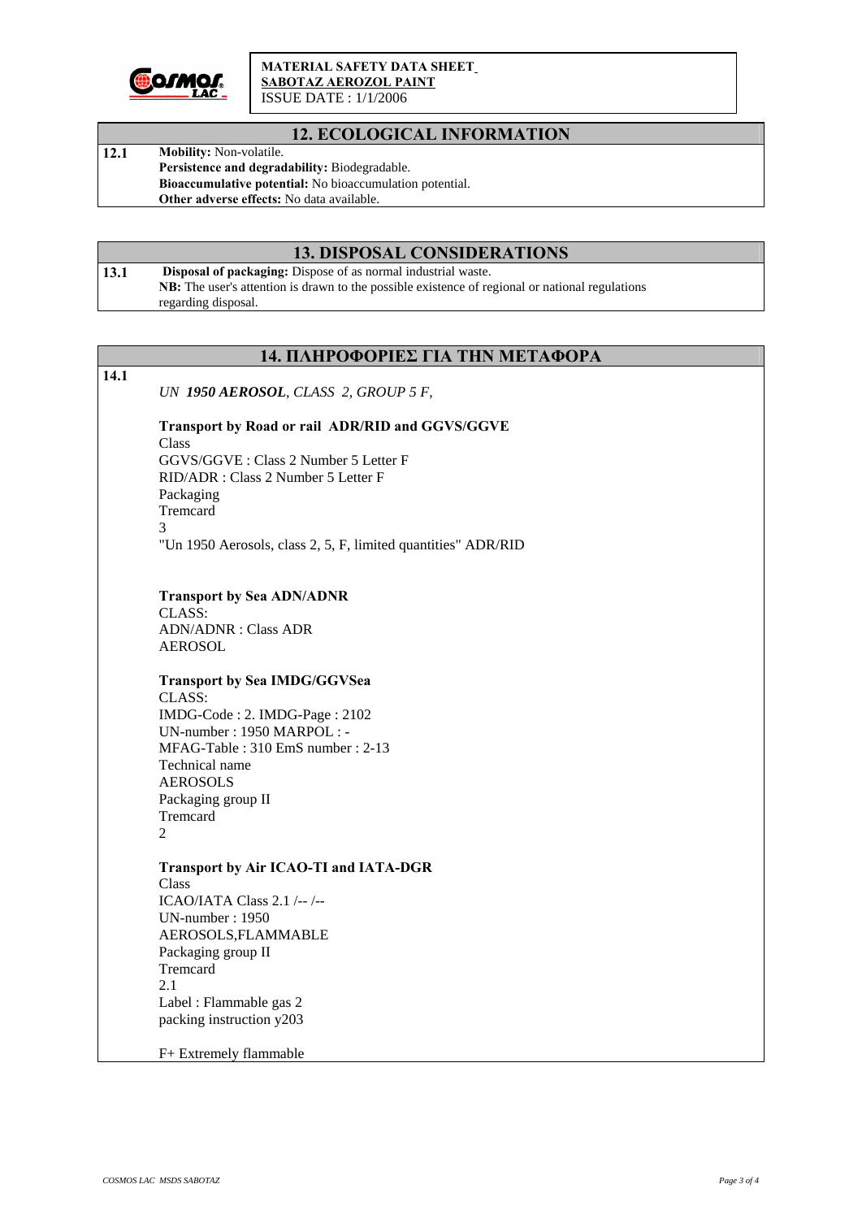**MATERIAL SAFETY DATA SHEET**
**SABOTAZ AEROZOL PAINT**
ISSUE DATE : 1/1/2006

## 12. ECOLOGICAL INFORMATION

**12.1** **Mobility:** Non-volatile.
**Persistence and degradability:** Biodegradable.
**Bioaccumulative potential:** No bioaccumulation potential.
**Other adverse effects:** No data available.

## 13. DISPOSAL CONSIDERATIONS

**13.1** **Disposal of packaging:** Dispose of as normal industrial waste.
**NB:** The user's attention is drawn to the possible existence of regional or national regulations regarding disposal.

## 14. ΠΛΗΡΟΦΟΡΙΕΣ ΓΙΑ ΤΗΝ ΜΕΤΑΦΟΡΑ

**14.1**

*UN **1950 AEROSOL**, CLASS 2, GROUP 5 F,*

**Transport by Road or rail ADR/RID and GGVS/GGVE**
Class
GGVS/GGVE : Class 2 Number 5 Letter F
RID/ADR : Class 2 Number 5 Letter F
Packaging
Tremcard
3
"Un 1950 Aerosols, class 2, 5, F, limited quantities" ADR/RID

**Transport by Sea ADN/ADNR**
CLASS:
ADN/ADNR : Class ADR
AEROSOL

**Transport by Sea IMDG/GGVSea**
CLASS:
IMDG-Code : 2. IMDG-Page : 2102
UN-number : 1950 MARPOL : -
MFAG-Table : 310 EmS number : 2-13
Technical name
AEROSOLS
Packaging group II
Tremcard
2

**Transport by Air ICAO-TI and IATA-DGR**
Class
ICAO/IATA Class 2.1 /-- /--
UN-number : 1950
AEROSOLS,FLAMMABLE
Packaging group II
Tremcard
2.1
Label : Flammable gas 2
packing instruction y203

F+ Extremely flammable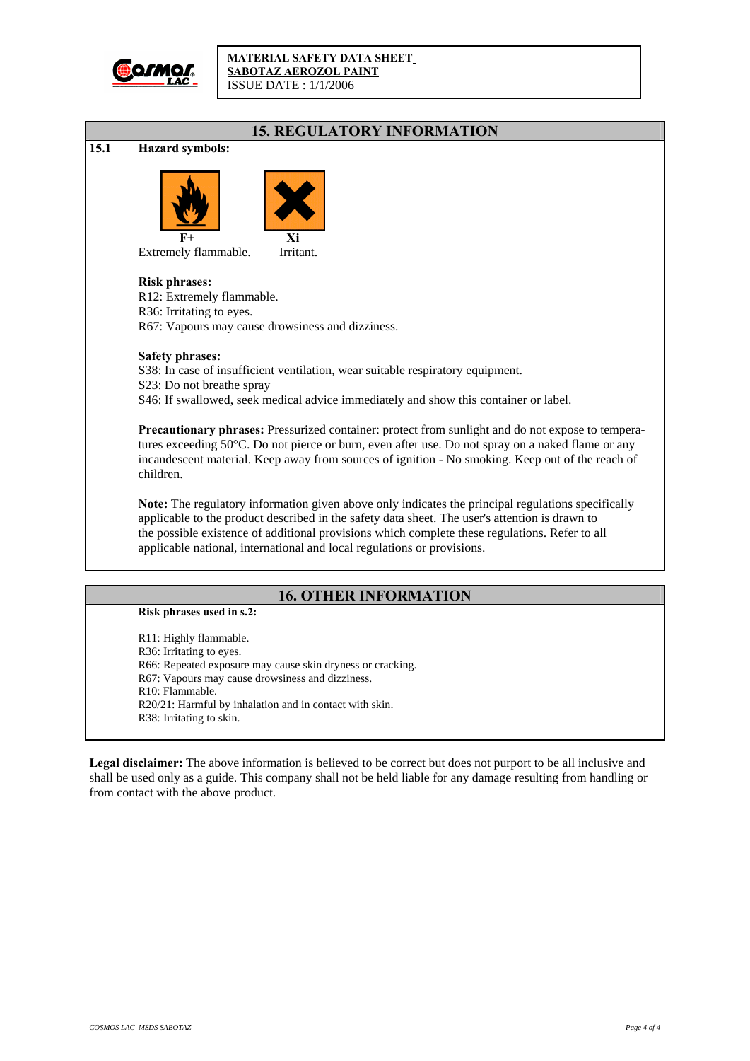## 15. REGULATORY INFORMATION

**15.1 Hazard symbols:**

**F+** Extremely flammable.

**Xi** Irritant.

**Risk phrases:**

R12: Extremely flammable.
R36: Irritating to eyes.
R67: Vapours may cause drowsiness and dizziness.

**Safety phrases:**

S38: In case of insufficient ventilation, wear suitable respiratory equipment.
S23: Do not breathe spray
S46: If swallowed, seek medical advice immediately and show this container or label.

**Precautionary phrases:** Pressurized container: protect from sunlight and do not expose to temperatures exceeding 50°C. Do not pierce or burn, even after use. Do not spray on a naked flame or any incandescent material. Keep away from sources of ignition - No smoking. Keep out of the reach of children.

**Note:** The regulatory information given above only indicates the principal regulations specifically applicable to the product described in the safety data sheet. The user's attention is drawn to the possible existence of additional provisions which complete these regulations. Refer to all applicable national, international and local regulations or provisions.

## 16. OTHER INFORMATION

**Risk phrases used in s.2:**

R11: Highly flammable.
R36: Irritating to eyes.
R66: Repeated exposure may cause skin dryness or cracking.
R67: Vapours may cause drowsiness and dizziness.
R10: Flammable.
R20/21: Harmful by inhalation and in contact with skin.
R38: Irritating to skin.

**Legal disclaimer:** The above information is believed to be correct but does not purport to be all inclusive and shall be used only as a guide. This company shall not be held liable for any damage resulting from handling or from contact with the above product.